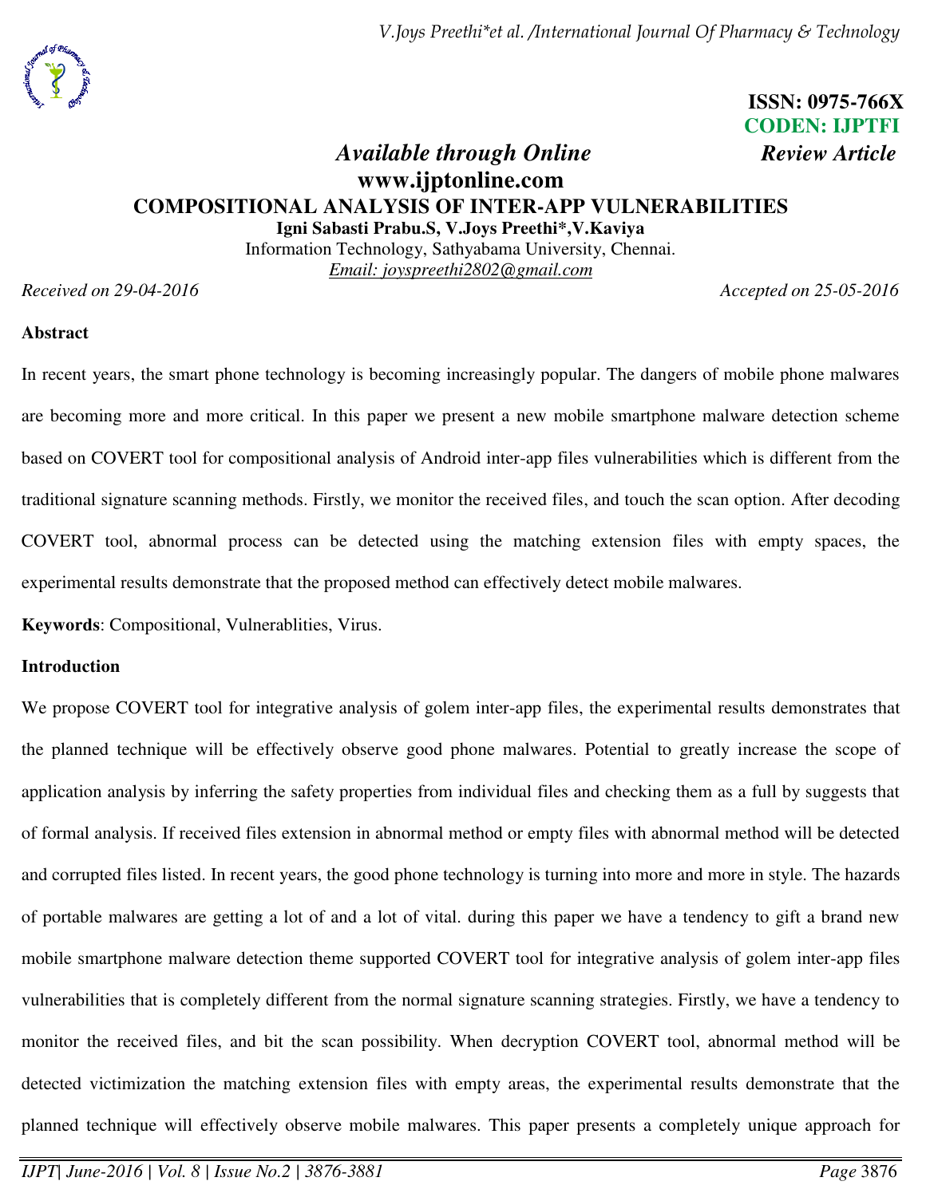ISSN: 0975-766X
CODEN: IJPTFI
*Available through Online* *Review Article*
**www.ijptonline.com**

# COMPOSITIONAL ANALYSIS OF INTER-APP VULNERABILITIES

**Igni Sabasti Prabu.S, V.Joys Preethi*,V.Kaviya**
Information Technology, Sathyabama University, Chennai.
Email: joyspreethi2802@gmail.com

*Received on 29-04-2016* *Accepted on 25-05-2016*

## Abstract

In recent years, the smart phone technology is becoming increasingly popular. The dangers of mobile phone malwares are becoming more and more critical. In this paper we present a new mobile smartphone malware detection scheme based on COVERT tool for compositional analysis of Android inter-app files vulnerabilities which is different from the traditional signature scanning methods. Firstly, we monitor the received files, and touch the scan option. After decoding COVERT tool, abnormal process can be detected using the matching extension files with empty spaces, the experimental results demonstrate that the proposed method can effectively detect mobile malwares.

**Keywords**: Compositional, Vulnerablities, Virus.

## Introduction

We propose COVERT tool for integrative analysis of golem inter-app files, the experimental results demonstrates that the planned technique will be effectively observe good phone malwares. Potential to greatly increase the scope of application analysis by inferring the safety properties from individual files and checking them as a full by suggests that of formal analysis. If received files extension in abnormal method or empty files with abnormal method will be detected and corrupted files listed. In recent years, the good phone technology is turning into more and more in style. The hazards of portable malwares are getting a lot of and a lot of vital. during this paper we have a tendency to gift a brand new mobile smartphone malware detection theme supported COVERT tool for integrative analysis of golem inter-app files vulnerabilities that is completely different from the normal signature scanning strategies. Firstly, we have a tendency to monitor the received files, and bit the scan possibility. When decryption COVERT tool, abnormal method will be detected victimization the matching extension files with empty areas, the experimental results demonstrate that the planned technique will effectively observe mobile malwares. This paper presents a completely unique approach for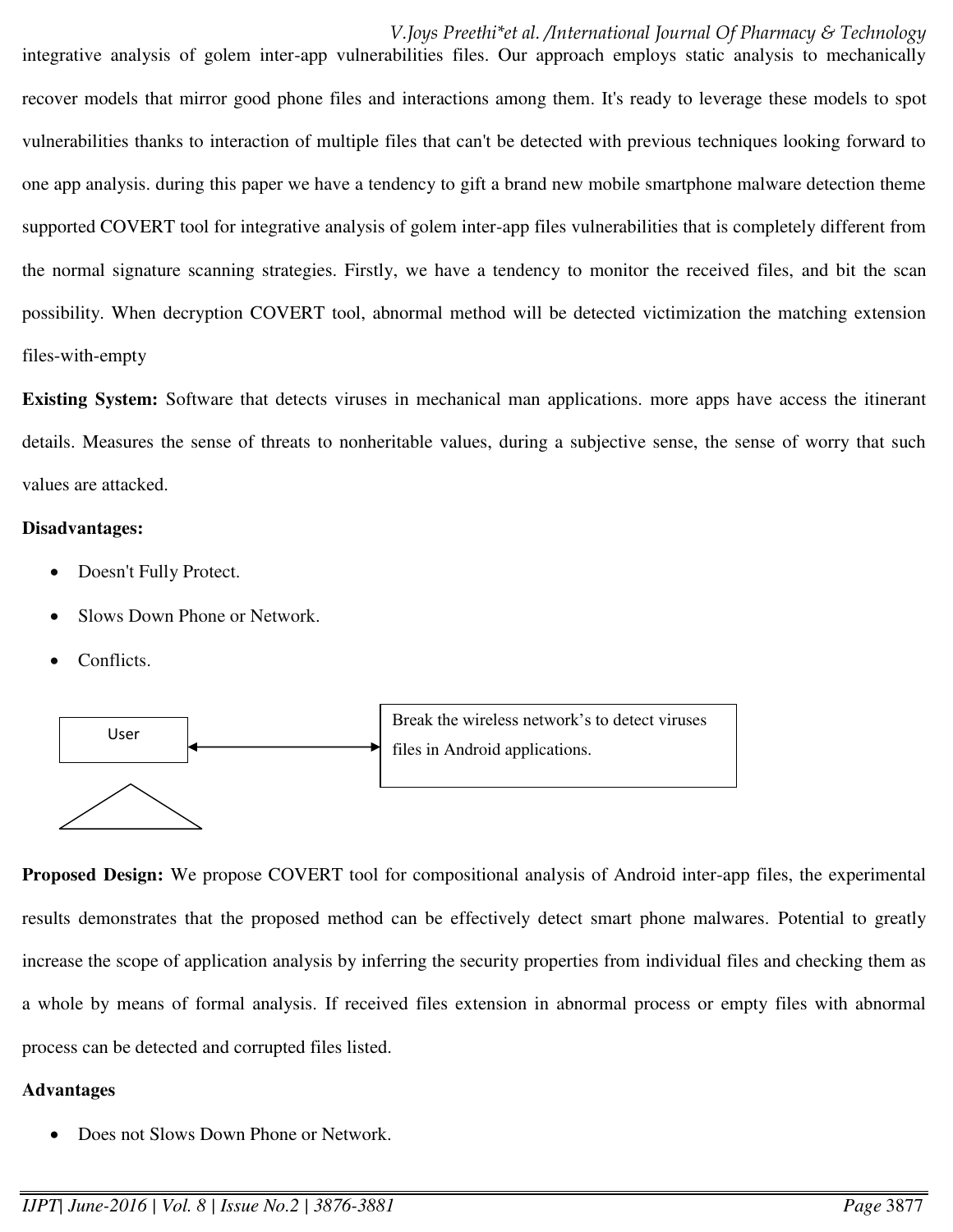integrative analysis of golem inter-app vulnerabilities files. Our approach employs static analysis to mechanically recover models that mirror good phone files and interactions among them. It's ready to leverage these models to spot vulnerabilities thanks to interaction of multiple files that can't be detected with previous techniques looking forward to one app analysis. during this paper we have a tendency to gift a brand new mobile smartphone malware detection theme supported COVERT tool for integrative analysis of golem inter-app files vulnerabilities that is completely different from the normal signature scanning strategies. Firstly, we have a tendency to monitor the received files, and bit the scan possibility. When decryption COVERT tool, abnormal method will be detected victimization the matching extension files-with-empty

**Existing System:** Software that detects viruses in mechanical man applications. more apps have access the itinerant details. Measures the sense of threats to nonheritable values, during a subjective sense, the sense of worry that such values are attacked.

**Disadvantages:**

- Doesn't Fully Protect.
- Slows Down Phone or Network.
- Conflicts.

User ↔ Break the wireless network's to detect viruses files in Android applications.

**Proposed Design:** We propose COVERT tool for compositional analysis of Android inter-app files, the experimental results demonstrates that the proposed method can be effectively detect smart phone malwares. Potential to greatly increase the scope of application analysis by inferring the security properties from individual files and checking them as a whole by means of formal analysis. If received files extension in abnormal process or empty files with abnormal process can be detected and corrupted files listed.

**Advantages**

- Does not Slows Down Phone or Network.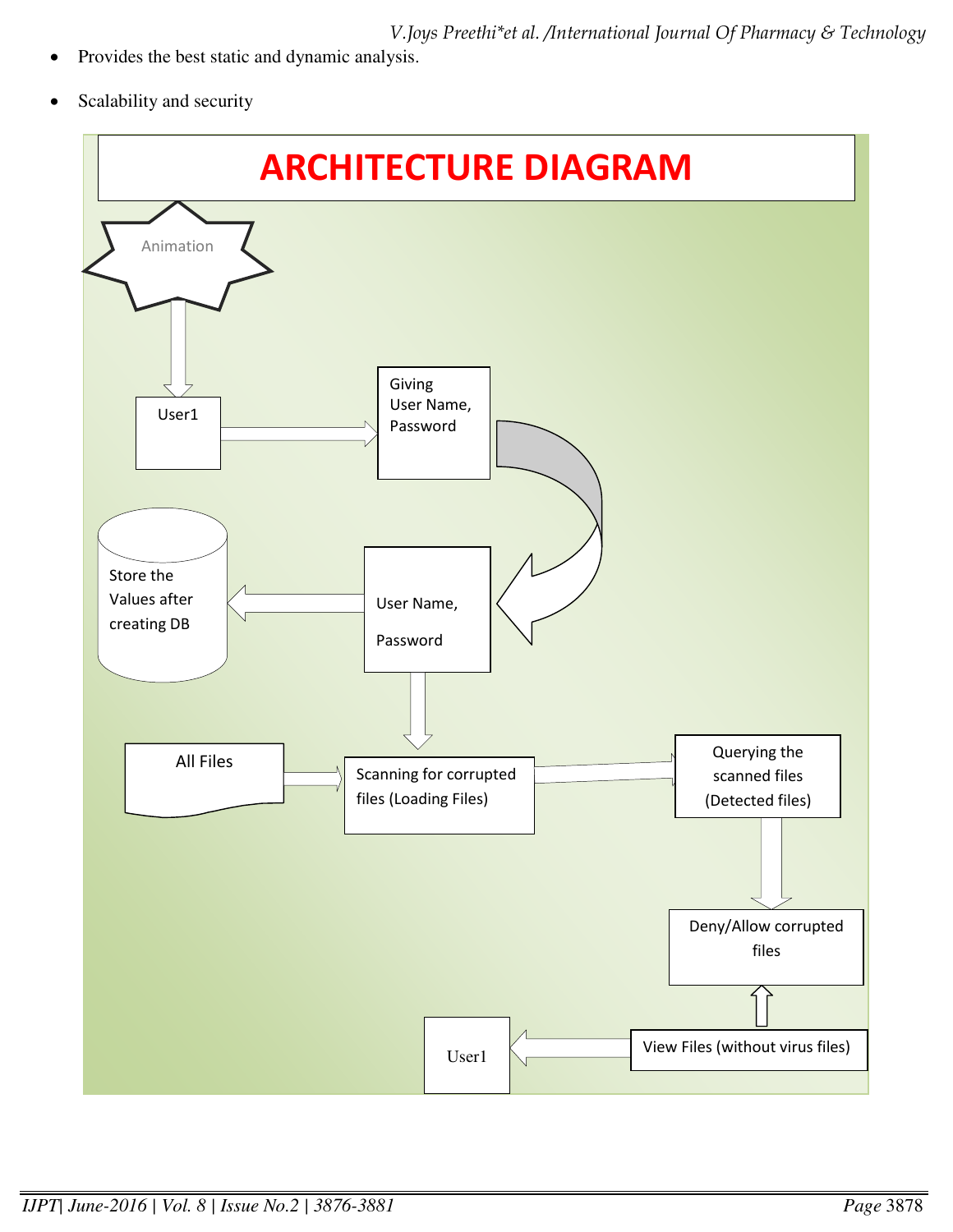- Provides the best static and dynamic analysis.
- Scalability and security

## ARCHITECTURE DIAGRAM

Animation

User1

Giving User Name, Password

Store the Values after creating DB

User Name, Password

All Files

Scanning for corrupted files (Loading Files)

Querying the scanned files (Detected files)

Deny/Allow corrupted files

User1

View Files (without virus files)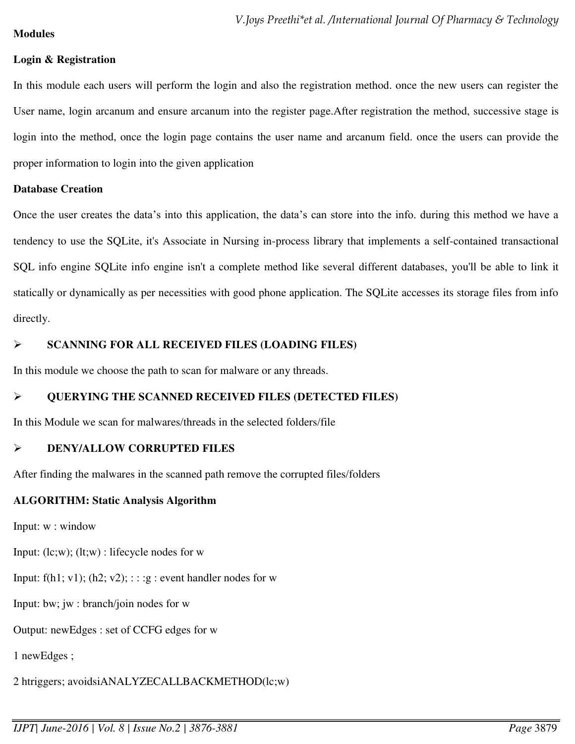**Modules**

**Login & Registration**

In this module each users will perform the login and also the registration method. once the new users can register the User name, login arcanum and ensure arcanum into the register page.After registration the method, successive stage is login into the method, once the login page contains the user name and arcanum field. once the users can provide the proper information to login into the given application

**Database Creation**

Once the user creates the data's into this application, the data's can store into the info. during this method we have a tendency to use the SQLite, it's Associate in Nursing in-process library that implements a self-contained transactional SQL info engine SQLite info engine isn't a complete method like several different databases, you'll be able to link it statically or dynamically as per necessities with good phone application. The SQLite accesses its storage files from info directly.

- **SCANNING FOR ALL RECEIVED FILES (LOADING FILES)**

In this module we choose the path to scan for malware or any threads.

- **QUERYING THE SCANNED RECEIVED FILES (DETECTED FILES)**

In this Module we scan for malwares/threads in the selected folders/file

- **DENY/ALLOW CORRUPTED FILES**

After finding the malwares in the scanned path remove the corrupted files/folders

**ALGORITHM: Static Analysis Algorithm**

Input: w : window

Input: (lc;w); (lt;w) : lifecycle nodes for w

Input: f(h1; v1); (h2; v2); : : :g : event handler nodes for w

Input: bw; jw : branch/join nodes for w

Output: newEdges : set of CCFG edges for w

1 newEdges ;

2 htriggers; avoidsiANALYZECALLBACKMETHOD(lc;w)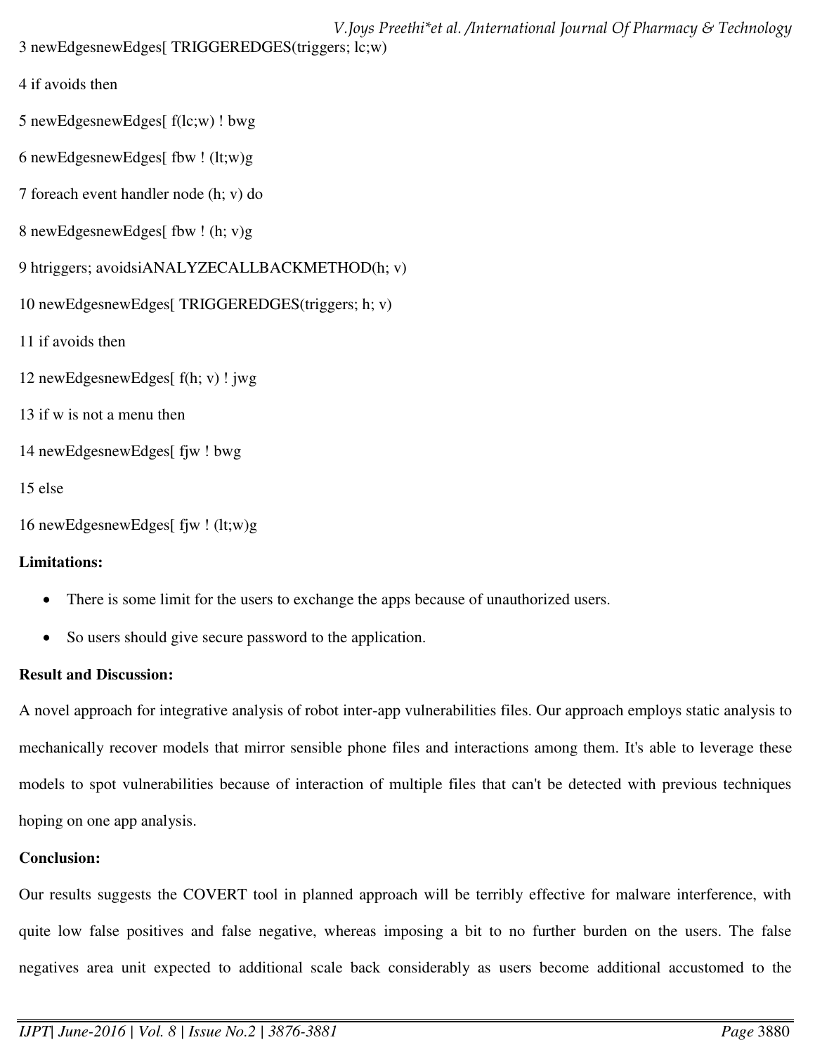3 newEdgesnewEdges[ TRIGGEREDGES(triggers; lc;w)

4 if avoids then

5 newEdgesnewEdges[ f(lc;w) ! bwg

6 newEdgesnewEdges[ fbw ! (lt;w)g

7 foreach event handler node (h; v) do

8 newEdgesnewEdges[ fbw ! (h; v)g

9 htriggers; avoidsiANALYZECALLBACKMETHOD(h; v)

10 newEdgesnewEdges[ TRIGGEREDGES(triggers; h; v)

11 if avoids then

12 newEdgesnewEdges[ f(h; v) ! jwg

13 if w is not a menu then

14 newEdgesnewEdges[ fjw ! bwg

15 else

16 newEdgesnewEdges[ fjw ! (lt;w)g

**Limitations:**

- There is some limit for the users to exchange the apps because of unauthorized users.
- So users should give secure password to the application.

**Result and Discussion:**

A novel approach for integrative analysis of robot inter-app vulnerabilities files. Our approach employs static analysis to mechanically recover models that mirror sensible phone files and interactions among them. It's able to leverage these models to spot vulnerabilities because of interaction of multiple files that can't be detected with previous techniques hoping on one app analysis.

**Conclusion:**

Our results suggests the COVERT tool in planned approach will be terribly effective for malware interference, with quite low false positives and false negative, whereas imposing a bit to no further burden on the users. The false negatives area unit expected to additional scale back considerably as users become additional accustomed to the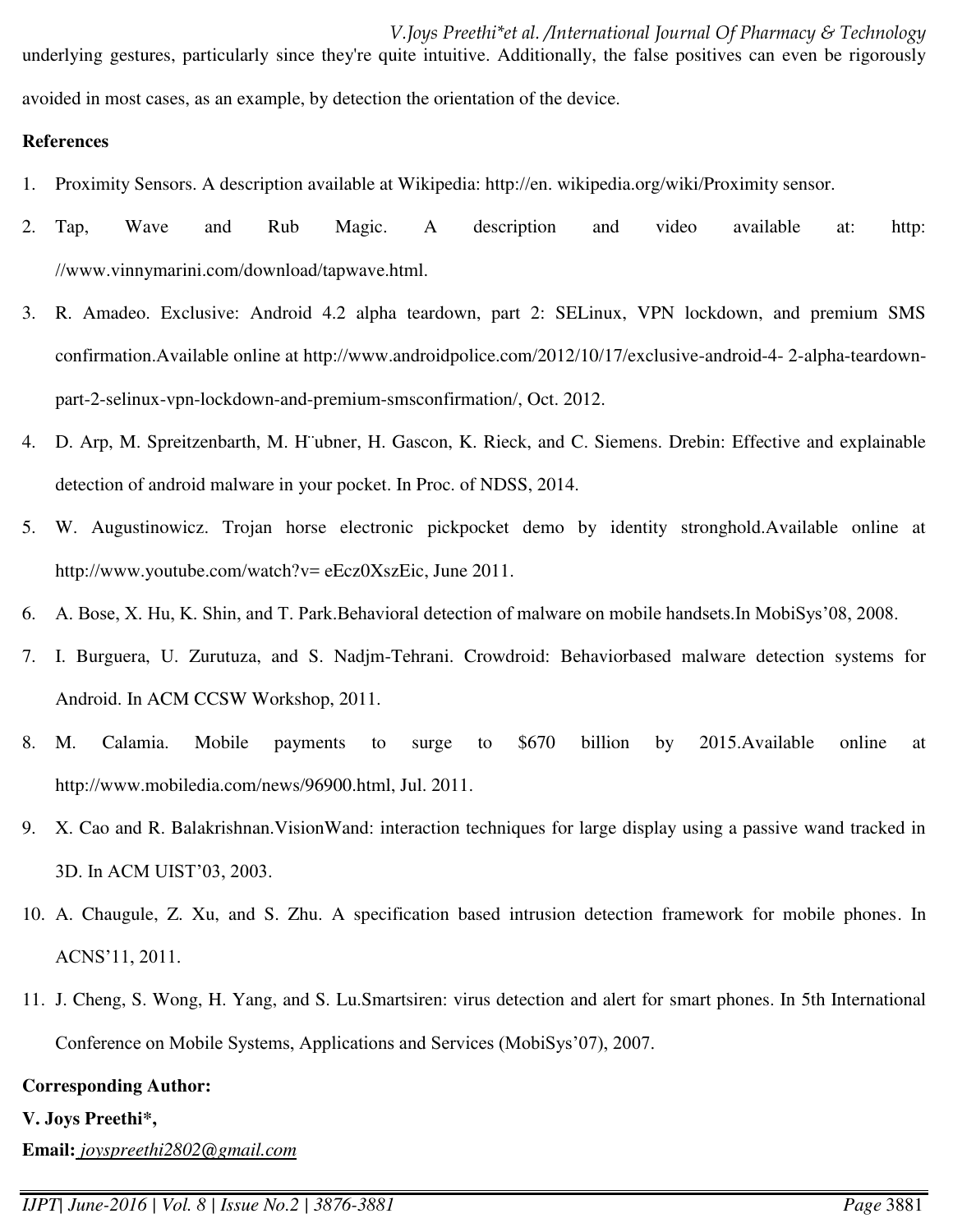underlying gestures, particularly since they're quite intuitive. Additionally, the false positives can even be rigorously avoided in most cases, as an example, by detection the orientation of the device.

**References**

1. Proximity Sensors. A description available at Wikipedia: http://en. wikipedia.org/wiki/Proximity sensor.
2. Tap, Wave and Rub Magic. A description and video available at: http: //www.vinnymarini.com/download/tapwave.html.
3. R. Amadeo. Exclusive: Android 4.2 alpha teardown, part 2: SELinux, VPN lockdown, and premium SMS confirmation.Available online at http://www.androidpolice.com/2012/10/17/exclusive-android-4- 2-alpha-teardown-part-2-selinux-vpn-lockdown-and-premium-smsconfirmation/, Oct. 2012.
4. D. Arp, M. Spreitzenbarth, M. H¨ubner, H. Gascon, K. Rieck, and C. Siemens. Drebin: Effective and explainable detection of android malware in your pocket. In Proc. of NDSS, 2014.
5. W. Augustinowicz. Trojan horse electronic pickpocket demo by identity stronghold.Available online at http://www.youtube.com/watch?v= eEcz0XszEic, June 2011.
6. A. Bose, X. Hu, K. Shin, and T. Park.Behavioral detection of malware on mobile handsets.In MobiSys'08, 2008.
7. I. Burguera, U. Zurutuza, and S. Nadjm-Tehrani. Crowdroid: Behaviorbased malware detection systems for Android. In ACM CCSW Workshop, 2011.
8. M. Calamia. Mobile payments to surge to $670 billion by 2015.Available online at http://www.mobiledia.com/news/96900.html, Jul. 2011.
9. X. Cao and R. Balakrishnan.VisionWand: interaction techniques for large display using a passive wand tracked in 3D. In ACM UIST'03, 2003.
10. A. Chaugule, Z. Xu, and S. Zhu. A specification based intrusion detection framework for mobile phones. In ACNS'11, 2011.
11. J. Cheng, S. Wong, H. Yang, and S. Lu.Smartsiren: virus detection and alert for smart phones. In 5th International Conference on Mobile Systems, Applications and Services (MobiSys'07), 2007.

**Corresponding Author:**

**V. Joys Preethi*,**

**Email:** joyspreethi2802@gmail.com